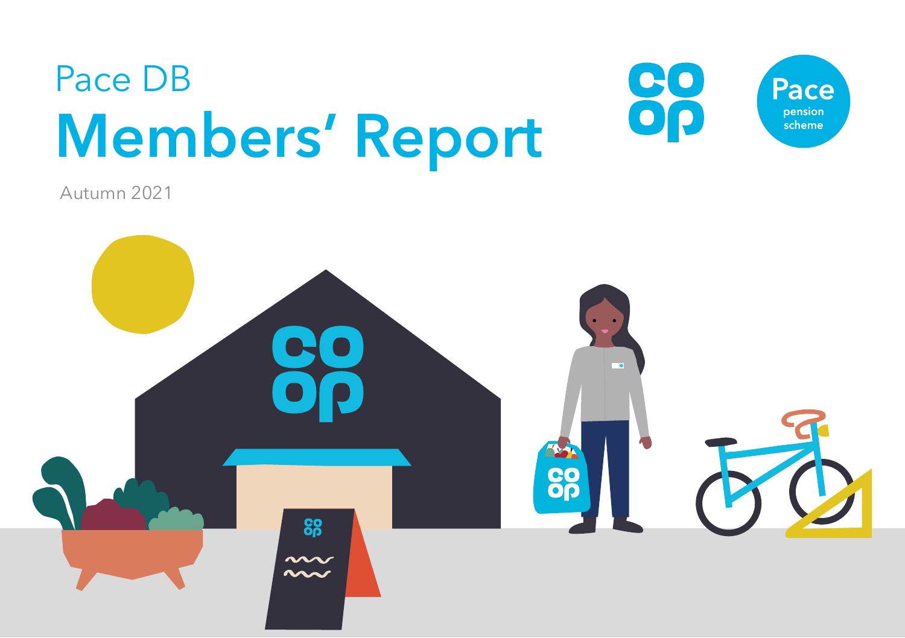Pace DB

# Members' Report

Autumn 2021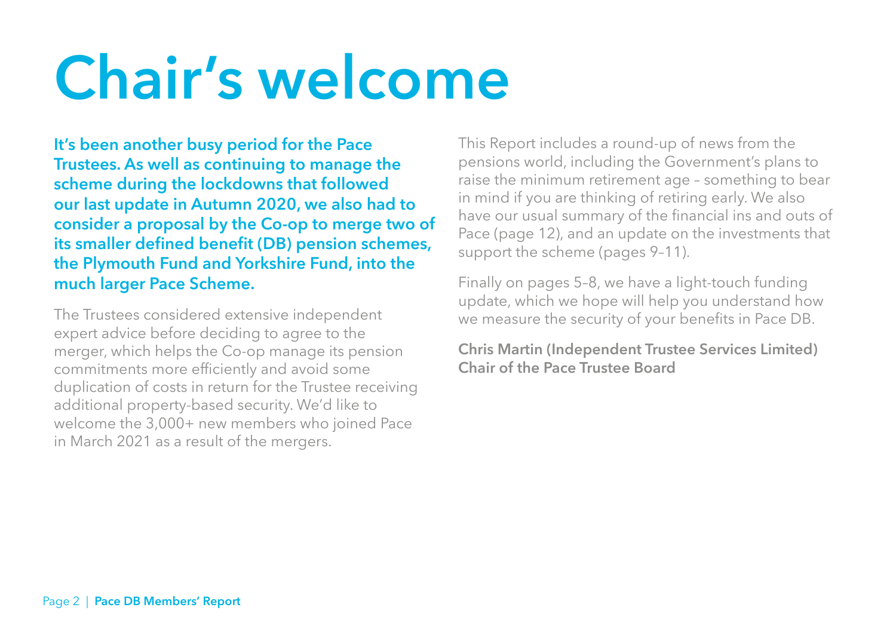# Chair's welcome

**It's been another busy period for the Pace Trustees. As well as continuing to manage the scheme during the lockdowns that followed our last update in Autumn 2020, we also had to consider a proposal by the Co-op to merge two of its smaller defined benefit (DB) pension schemes, the Plymouth Fund and Yorkshire Fund, into the much larger Pace Scheme.**

The Trustees considered extensive independent expert advice before deciding to agree to the merger, which helps the Co-op manage its pension commitments more efficiently and avoid some duplication of costs in return for the Trustee receiving additional property-based security. We'd like to welcome the 3,000+ new members who joined Pace in March 2021 as a result of the mergers.

This Report includes a round-up of news from the pensions world, including the Government's plans to raise the minimum retirement age – something to bear in mind if you are thinking of retiring early. We also have our usual summary of the financial ins and outs of Pace (page 12), and an update on the investments that support the scheme (pages 9–11).

Finally on pages 5–8, we have a light-touch funding update, which we hope will help you understand how we measure the security of your benefits in Pace DB.

**Chris Martin (Independent Trustee Services Limited)**
**Chair of the Pace Trustee Board**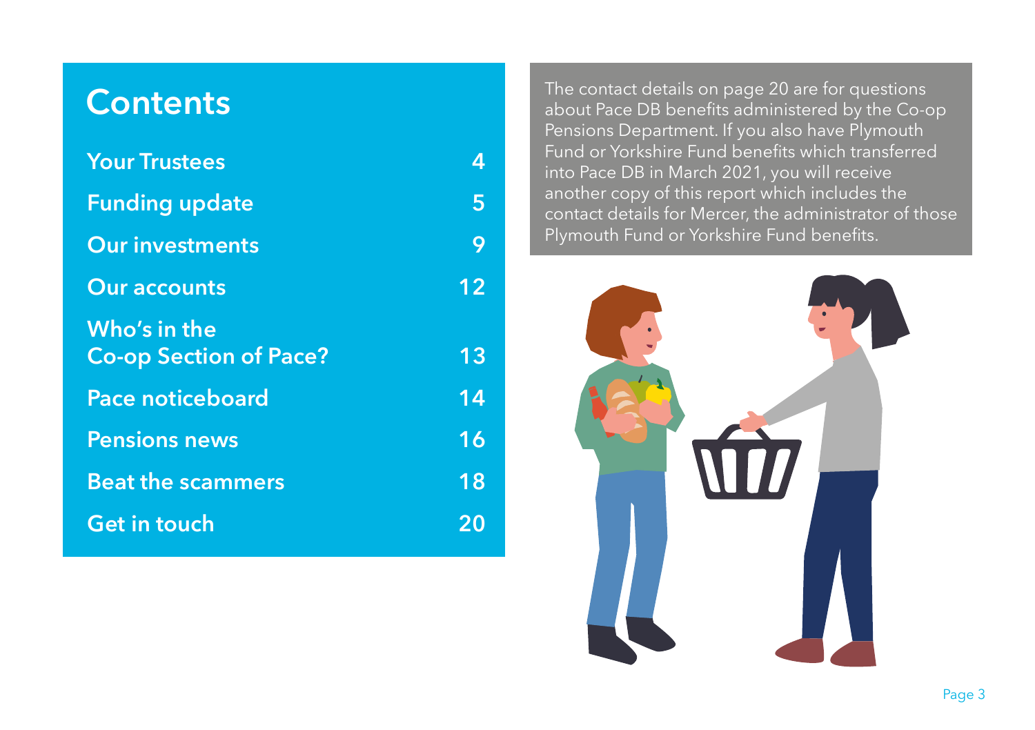# Contents

| | |
|---|---|
| **Your Trustees** | **4** |
| **Funding update** | **5** |
| **Our investments** | **9** |
| **Our accounts** | **12** |
| **Who's in the Co-op Section of Pace?** | **13** |
| **Pace noticeboard** | **14** |
| **Pensions news** | **16** |
| **Beat the scammers** | **18** |
| **Get in touch** | **20** |

The contact details on page 20 are for questions about Pace DB benefits administered by the Co-op Pensions Department. If you also have Plymouth Fund or Yorkshire Fund benefits which transferred into Pace DB in March 2021, you will receive another copy of this report which includes the contact details for Mercer, the administrator of those Plymouth Fund or Yorkshire Fund benefits.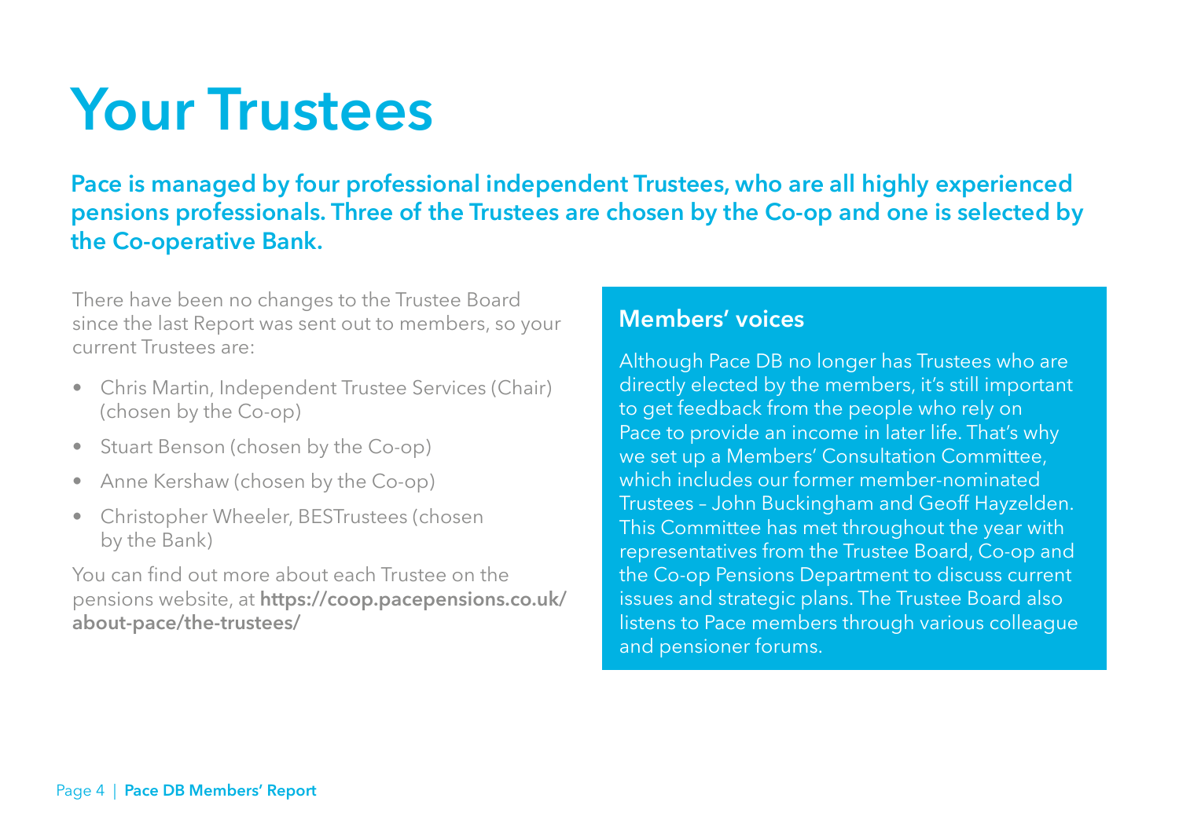# Your Trustees

**Pace is managed by four professional independent Trustees, who are all highly experienced pensions professionals. Three of the Trustees are chosen by the Co-op and one is selected by the Co-operative Bank.**

There have been no changes to the Trustee Board since the last Report was sent out to members, so your current Trustees are:

- Chris Martin, Independent Trustee Services (Chair) (chosen by the Co-op)
- Stuart Benson (chosen by the Co-op)
- Anne Kershaw (chosen by the Co-op)
- Christopher Wheeler, BESTrustees (chosen by the Bank)

You can find out more about each Trustee on the pensions website, at **https://coop.pacepensions.co.uk/about-pace/the-trustees/**

## Members' voices

Although Pace DB no longer has Trustees who are directly elected by the members, it's still important to get feedback from the people who rely on Pace to provide an income in later life. That's why we set up a Members' Consultation Committee, which includes our former member-nominated Trustees – John Buckingham and Geoff Hayzelden. This Committee has met throughout the year with representatives from the Trustee Board, Co-op and the Co-op Pensions Department to discuss current issues and strategic plans. The Trustee Board also listens to Pace members through various colleague and pensioner forums.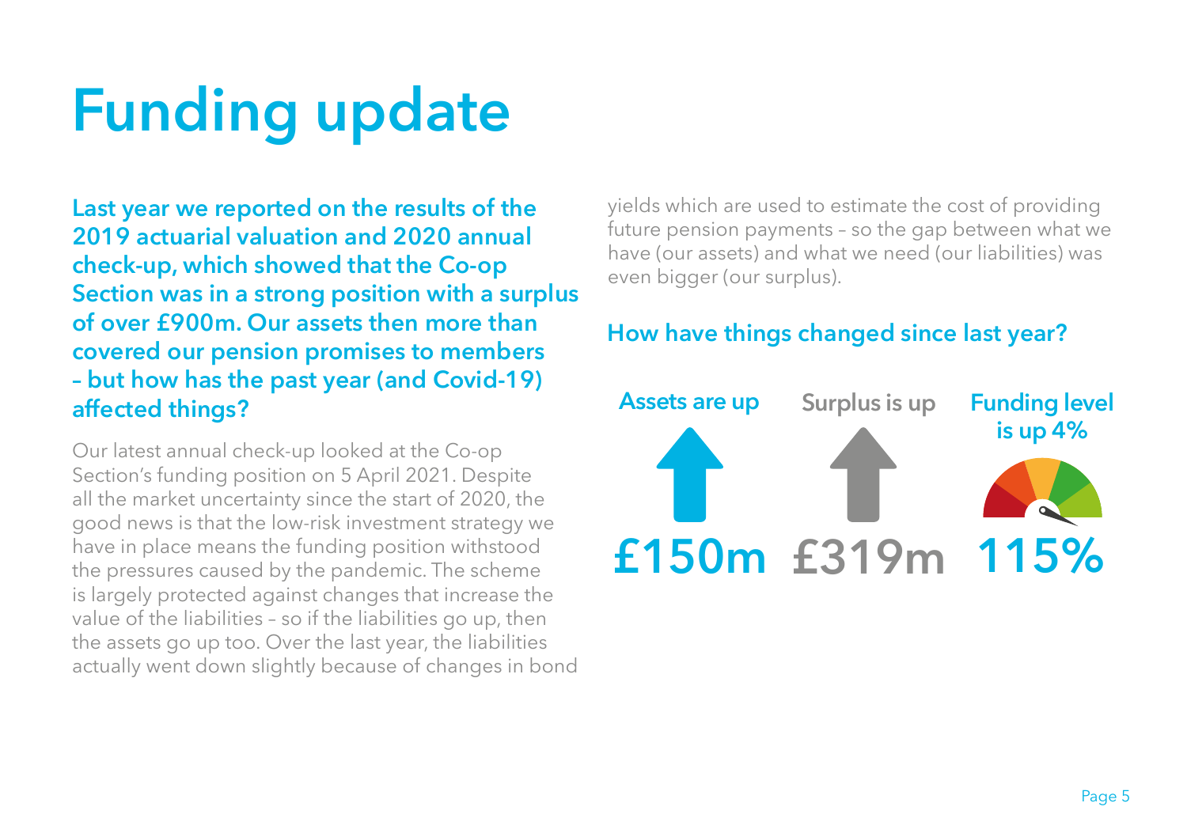# Funding update

**Last year we reported on the results of the 2019 actuarial valuation and 2020 annual check-up, which showed that the Co-op Section was in a strong position with a surplus of over £900m. Our assets then more than covered our pension promises to members – but how has the past year (and Covid-19) affected things?**

Our latest annual check-up looked at the Co-op Section's funding position on 5 April 2021. Despite all the market uncertainty since the start of 2020, the good news is that the low-risk investment strategy we have in place means the funding position withstood the pressures caused by the pandemic. The scheme is largely protected against changes that increase the value of the liabilities – so if the liabilities go up, then the assets go up too. Over the last year, the liabilities actually went down slightly because of changes in bond yields which are used to estimate the cost of providing future pension payments – so the gap between what we have (our assets) and what we need (our liabilities) was even bigger (our surplus).

## How have things changed since last year?

**Assets are up**
**£150m**

**Surplus is up**
**£319m**

**Funding level is up 4%**
**115%**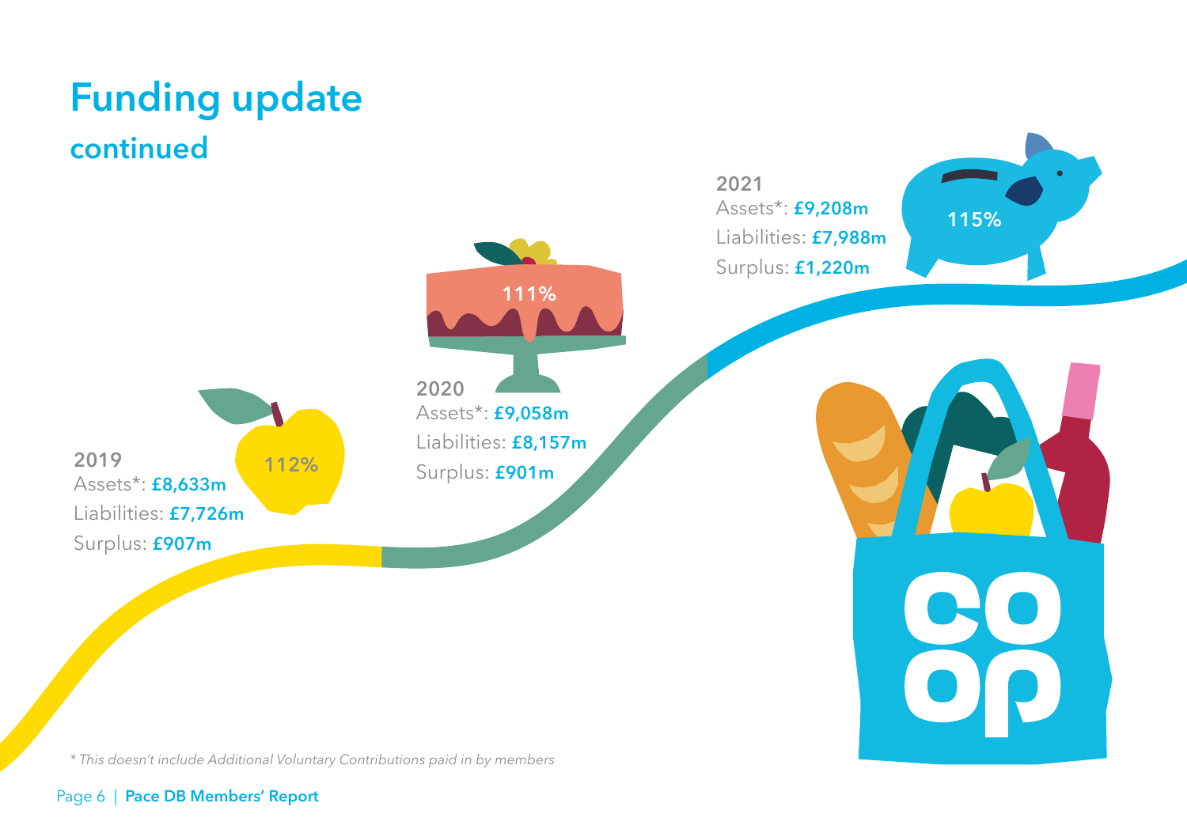# Funding update

## continued

**2019**

Assets*: **£8,633m**

Liabilities: **£7,726m**

Surplus: **£907m**

112%

**2020**

Assets*: **£9,058m**

Liabilities: **£8,157m**

Surplus: **£901m**

111%

**2021**

Assets*: **£9,208m**

Liabilities: **£7,988m**

Surplus: **£1,220m**

115%

*\* This doesn't include Additional Voluntary Contributions paid in by members*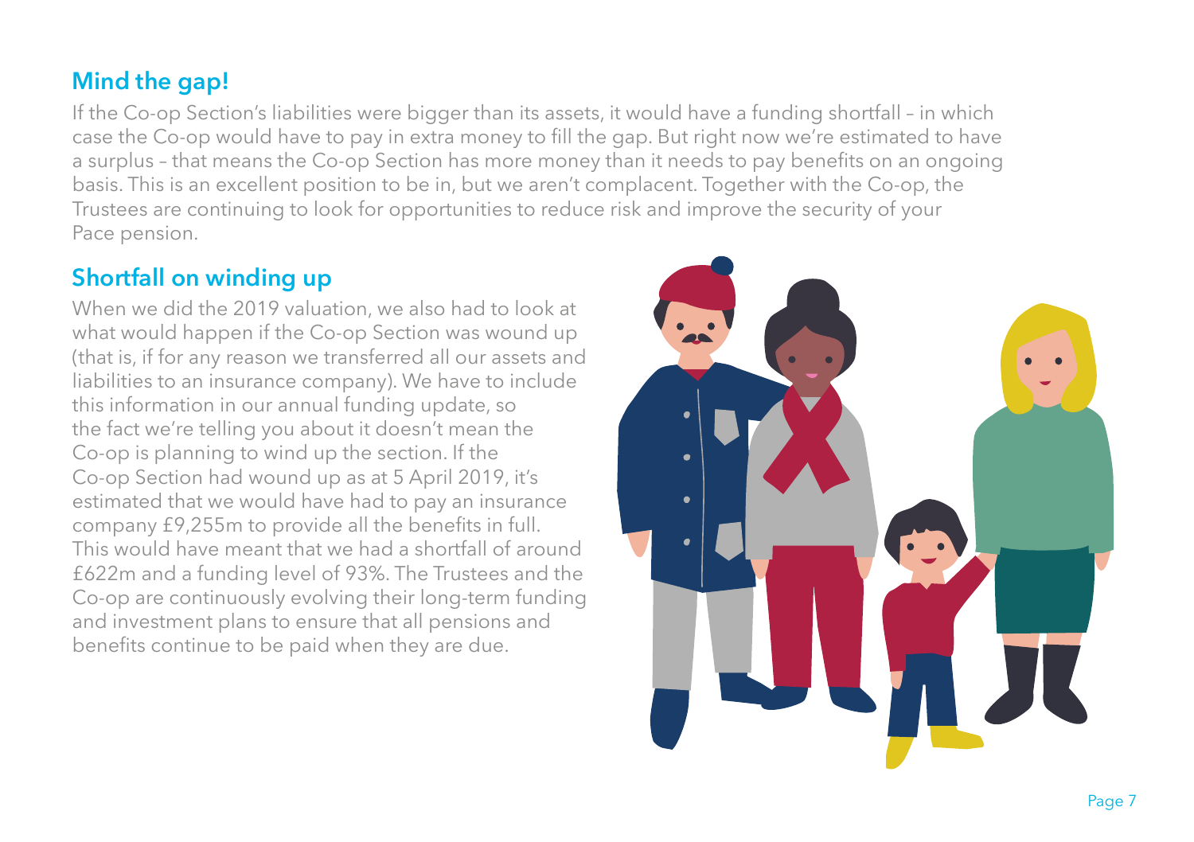## Mind the gap!

If the Co-op Section's liabilities were bigger than its assets, it would have a funding shortfall – in which case the Co-op would have to pay in extra money to fill the gap. But right now we're estimated to have a surplus – that means the Co-op Section has more money than it needs to pay benefits on an ongoing basis. This is an excellent position to be in, but we aren't complacent. Together with the Co-op, the Trustees are continuing to look for opportunities to reduce risk and improve the security of your Pace pension.

## Shortfall on winding up

When we did the 2019 valuation, we also had to look at what would happen if the Co-op Section was wound up (that is, if for any reason we transferred all our assets and liabilities to an insurance company). We have to include this information in our annual funding update, so the fact we're telling you about it doesn't mean the Co-op is planning to wind up the section. If the Co-op Section had wound up as at 5 April 2019, it's estimated that we would have had to pay an insurance company £9,255m to provide all the benefits in full. This would have meant that we had a shortfall of around £622m and a funding level of 93%. The Trustees and the Co-op are continuously evolving their long-term funding and investment plans to ensure that all pensions and benefits continue to be paid when they are due.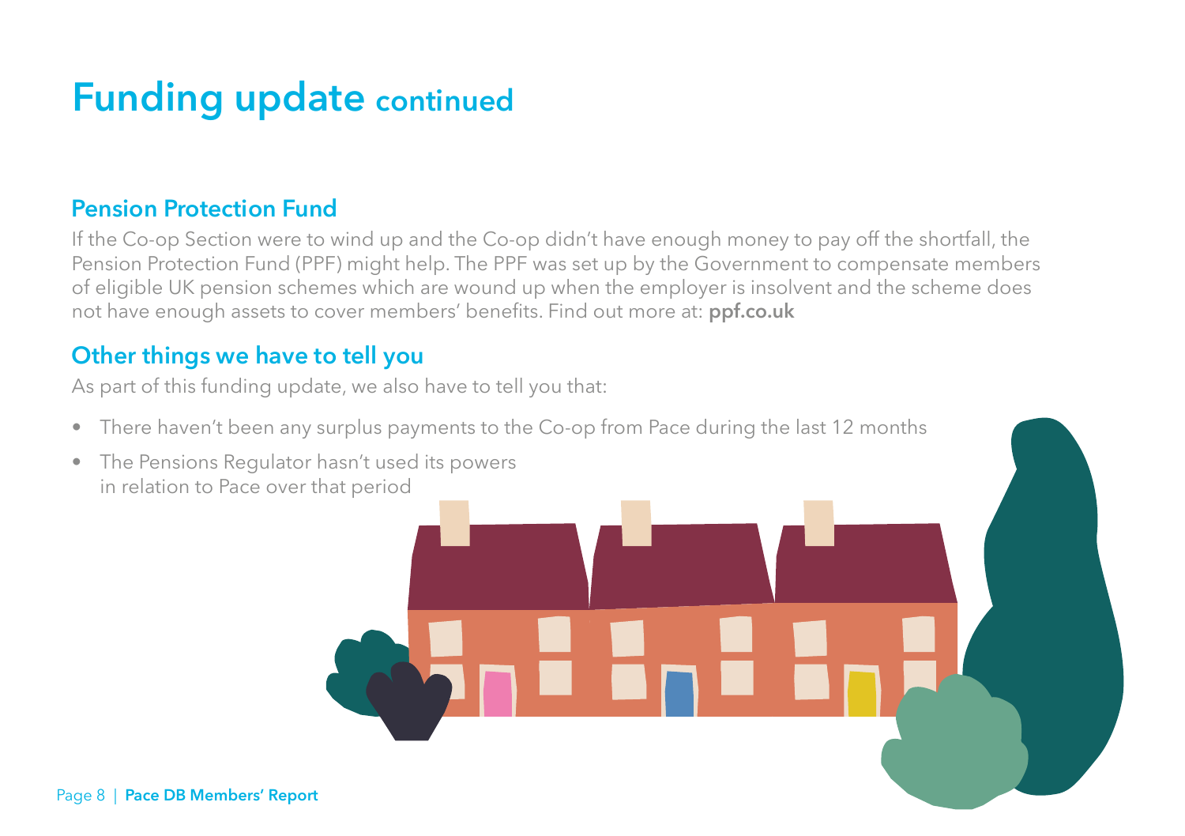# Funding update continued

## Pension Protection Fund

If the Co-op Section were to wind up and the Co-op didn't have enough money to pay off the shortfall, the Pension Protection Fund (PPF) might help. The PPF was set up by the Government to compensate members of eligible UK pension schemes which are wound up when the employer is insolvent and the scheme does not have enough assets to cover members' benefits. Find out more at: **ppf.co.uk**

## Other things we have to tell you

As part of this funding update, we also have to tell you that:

- There haven't been any surplus payments to the Co-op from Pace during the last 12 months
- The Pensions Regulator hasn't used its powers in relation to Pace over that period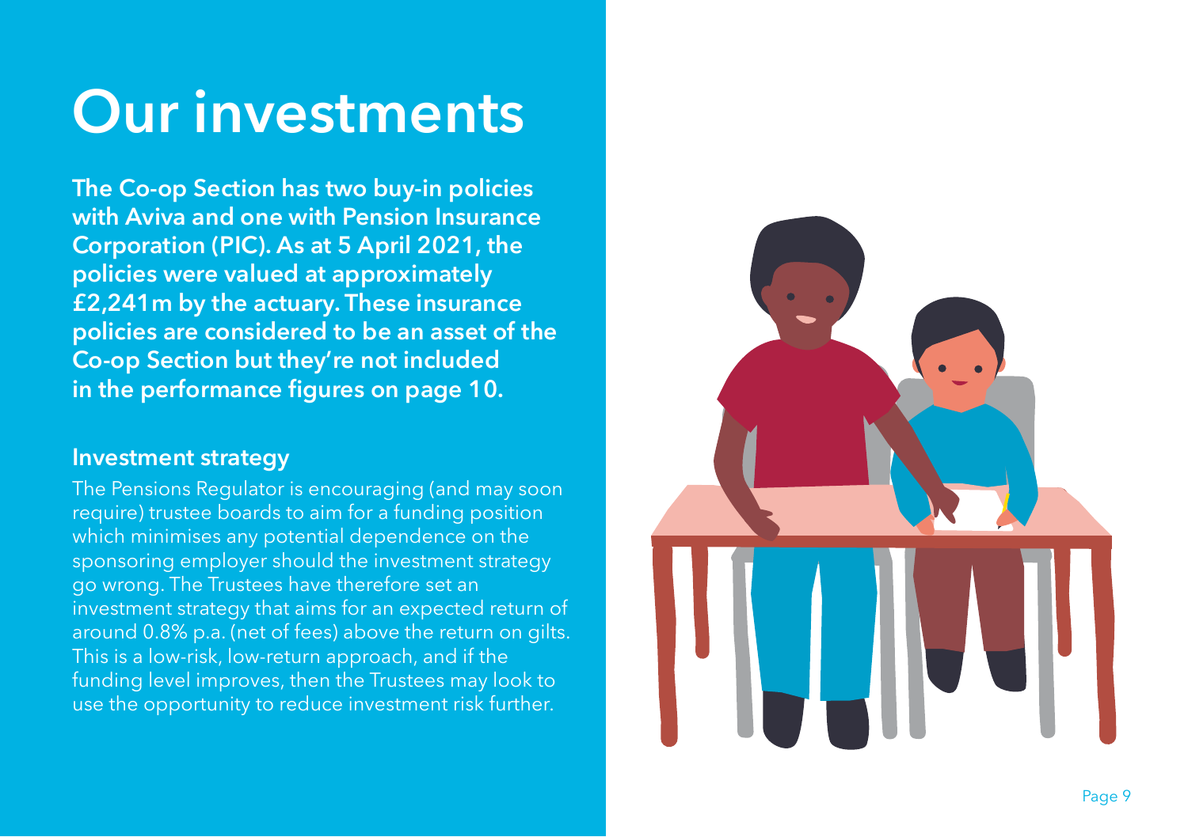# Our investments

**The Co-op Section has two buy-in policies with Aviva and one with Pension Insurance Corporation (PIC). As at 5 April 2021, the policies were valued at approximately £2,241m by the actuary. These insurance policies are considered to be an asset of the Co-op Section but they're not included in the performance figures on page 10.**

## Investment strategy

The Pensions Regulator is encouraging (and may soon require) trustee boards to aim for a funding position which minimises any potential dependence on the sponsoring employer should the investment strategy go wrong. The Trustees have therefore set an investment strategy that aims for an expected return of around 0.8% p.a. (net of fees) above the return on gilts. This is a low-risk, low-return approach, and if the funding level improves, then the Trustees may look to use the opportunity to reduce investment risk further.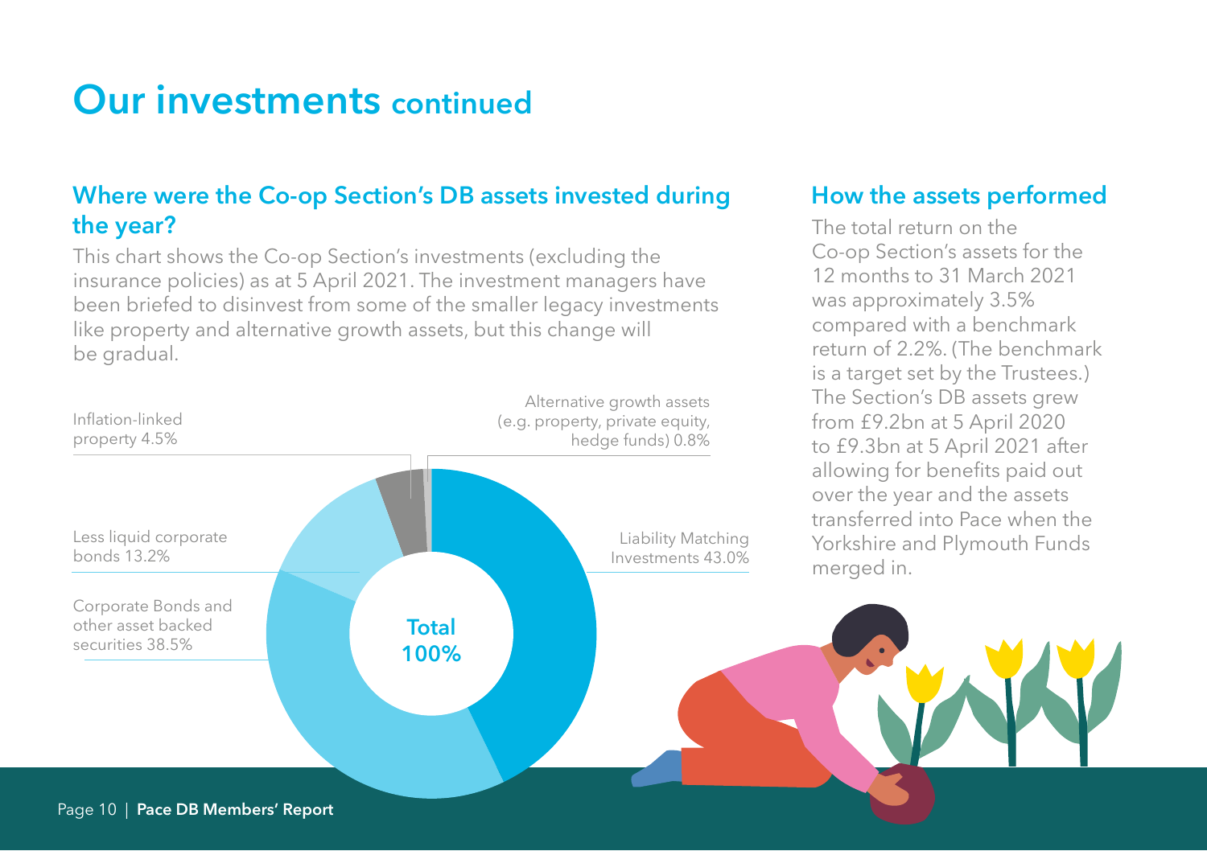# Our investments continued

## Where were the Co-op Section's DB assets invested during the year?

This chart shows the Co-op Section's investments (excluding the insurance policies) as at 5 April 2021. The investment managers have been briefed to disinvest from some of the smaller legacy investments like property and alternative growth assets, but this change will be gradual.

| Asset | % |
| --- | --- |
| Liability Matching Investments | 43.0% |
| Corporate Bonds and other asset backed securities | 38.5% |
| Less liquid corporate bonds | 13.2% |
| Inflation-linked property | 4.5% |
| Alternative growth assets (e.g. property, private equity, hedge funds) | 0.8% |
| **Total** | **100%** |

## How the assets performed

The total return on the Co-op Section's assets for the 12 months to 31 March 2021 was approximately 3.5% compared with a benchmark return of 2.2%. (The benchmark is a target set by the Trustees.) The Section's DB assets grew from £9.2bn at 5 April 2020 to £9.3bn at 5 April 2021 after allowing for benefits paid out over the year and the assets transferred into Pace when the Yorkshire and Plymouth Funds merged in.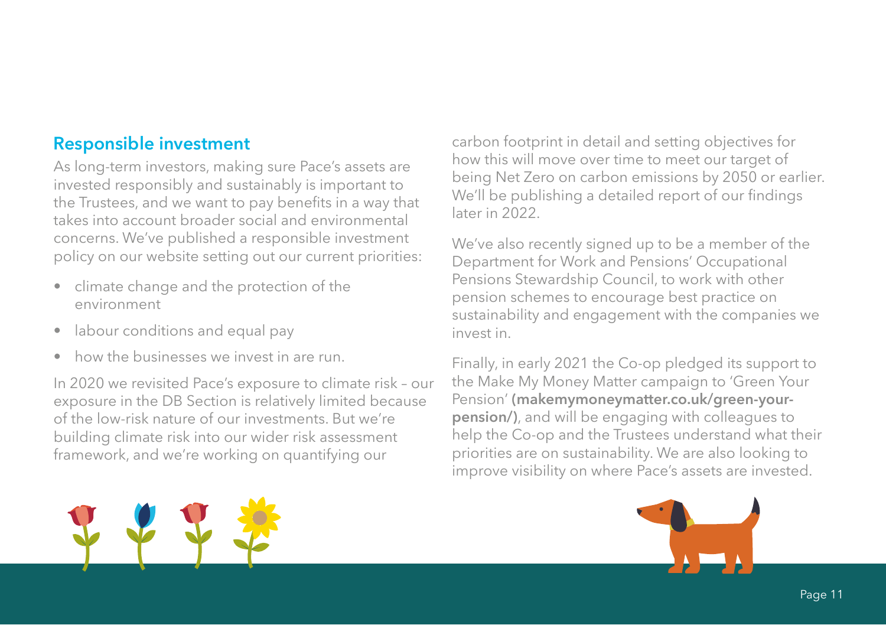## Responsible investment

As long-term investors, making sure Pace's assets are invested responsibly and sustainably is important to the Trustees, and we want to pay benefits in a way that takes into account broader social and environmental concerns. We've published a responsible investment policy on our website setting out our current priorities:

- climate change and the protection of the environment
- labour conditions and equal pay
- how the businesses we invest in are run.

In 2020 we revisited Pace's exposure to climate risk – our exposure in the DB Section is relatively limited because of the low-risk nature of our investments. But we're building climate risk into our wider risk assessment framework, and we're working on quantifying our carbon footprint in detail and setting objectives for how this will move over time to meet our target of being Net Zero on carbon emissions by 2050 or earlier. We'll be publishing a detailed report of our findings later in 2022.

We've also recently signed up to be a member of the Department for Work and Pensions' Occupational Pensions Stewardship Council, to work with other pension schemes to encourage best practice on sustainability and engagement with the companies we invest in.

Finally, in early 2021 the Co-op pledged its support to the Make My Money Matter campaign to 'Green Your Pension' **(makemymoneymatter.co.uk/green-your-pension/)**, and will be engaging with colleagues to help the Co-op and the Trustees understand what their priorities are on sustainability. We are also looking to improve visibility on where Pace's assets are invested.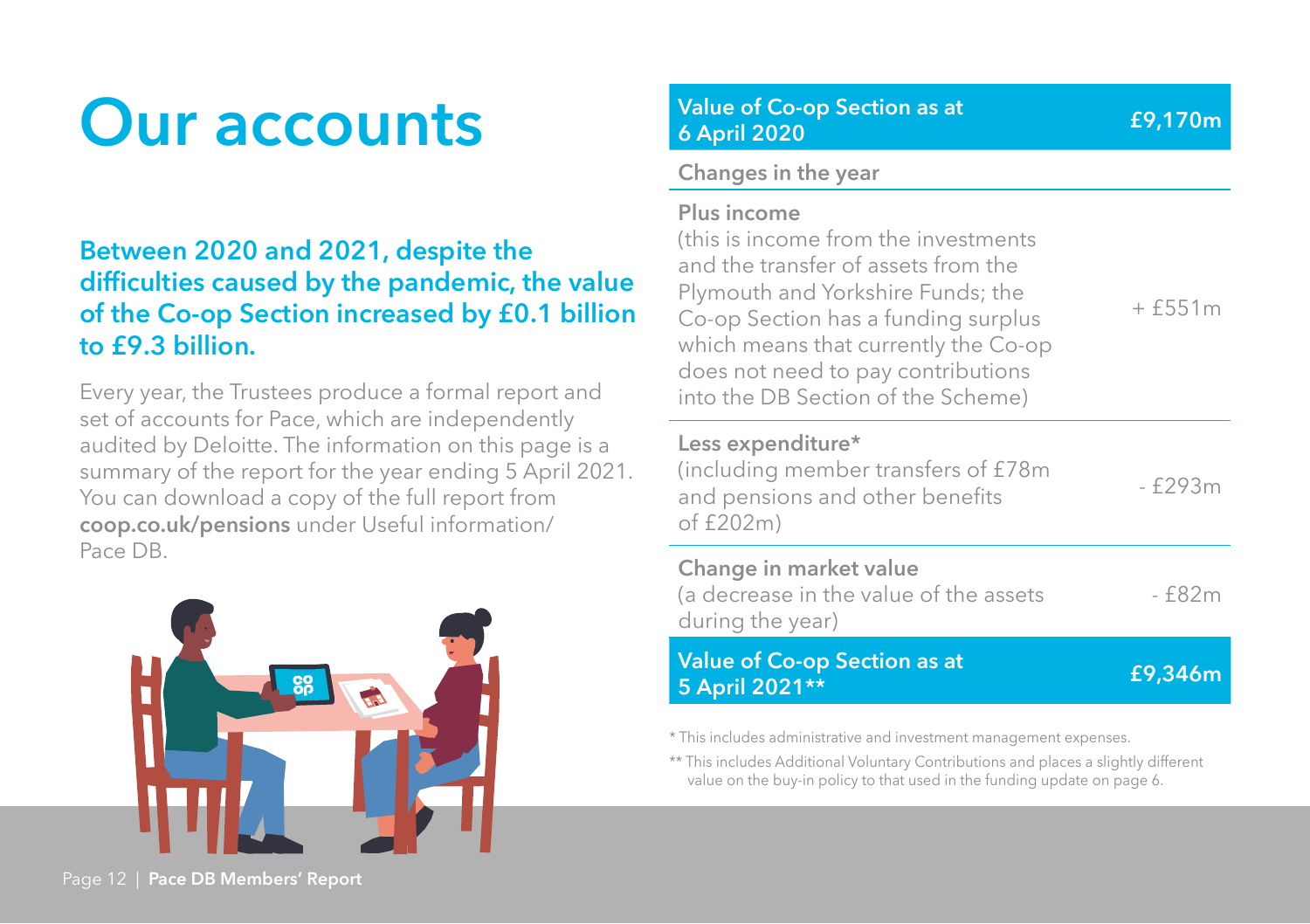# Our accounts

**Between 2020 and 2021, despite the difficulties caused by the pandemic, the value of the Co-op Section increased by £0.1 billion to £9.3 billion.**

Every year, the Trustees produce a formal report and set of accounts for Pace, which are independently audited by Deloitte. The information on this page is a summary of the report for the year ending 5 April 2021. You can download a copy of the full report from **coop.co.uk/pensions** under Useful information/ Pace DB.

| **Value of Co-op Section as at 6 April 2020** | **£9,170m** |
|---|---|
| **Changes in the year** | |
| **Plus income** (this is income from the investments and the transfer of assets from the Plymouth and Yorkshire Funds; the Co-op Section has a funding surplus which means that currently the Co-op does not need to pay contributions into the DB Section of the Scheme) | + £551m |
| **Less expenditure*** (including member transfers of £78m and pensions and other benefits of £202m) | - £293m |
| **Change in market value** (a decrease in the value of the assets during the year) | - £82m |
| **Value of Co-op Section as at 5 April 2021**** | **£9,346m** |

* This includes administrative and investment management expenses.

** This includes Additional Voluntary Contributions and places a slightly different value on the buy-in policy to that used in the funding update on page 6.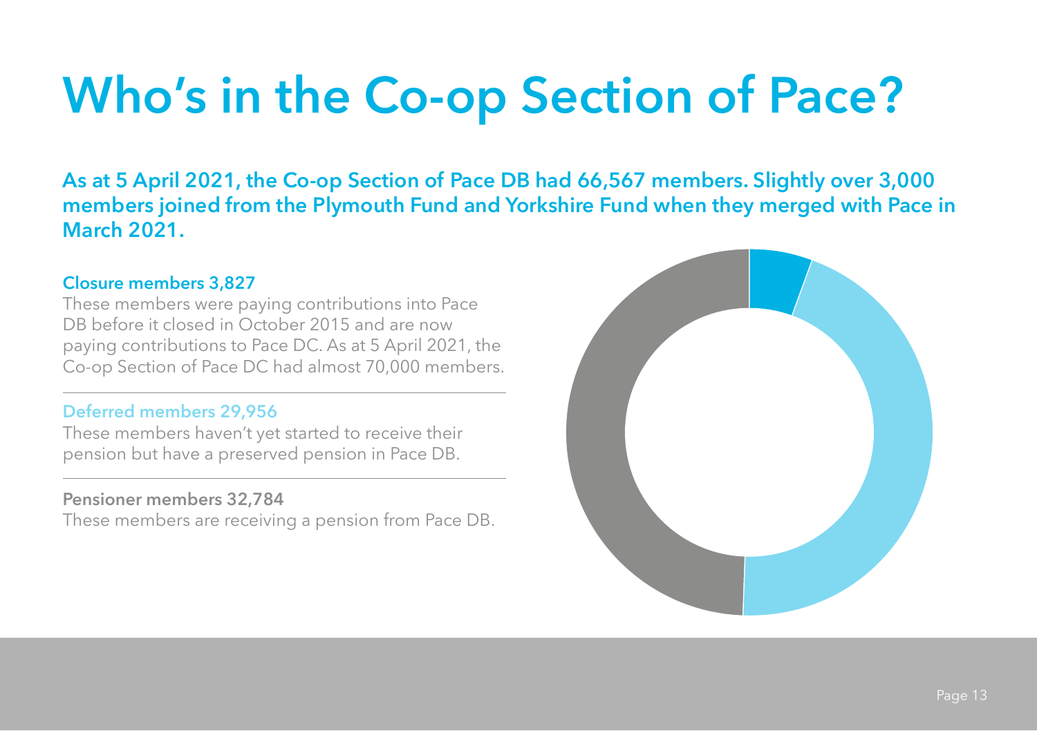# Who's in the Co-op Section of Pace?

**As at 5 April 2021, the Co-op Section of Pace DB had 66,567 members. Slightly over 3,000 members joined from the Plymouth Fund and Yorkshire Fund when they merged with Pace in March 2021.**

**Closure members 3,827**

These members were paying contributions into Pace DB before it closed in October 2015 and are now paying contributions to Pace DC. As at 5 April 2021, the Co-op Section of Pace DC had almost 70,000 members.

**Deferred members 29,956**

These members haven't yet started to receive their pension but have a preserved pension in Pace DB.

**Pensioner members 32,784**

These members are receiving a pension from Pace DB.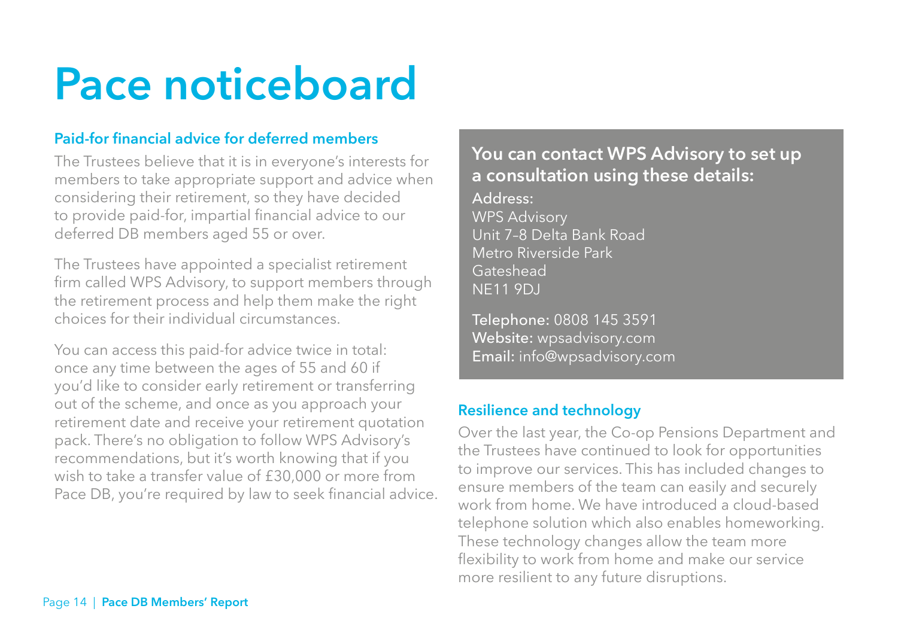# Pace noticeboard

## Paid-for financial advice for deferred members

The Trustees believe that it is in everyone's interests for members to take appropriate support and advice when considering their retirement, so they have decided to provide paid-for, impartial financial advice to our deferred DB members aged 55 or over.

The Trustees have appointed a specialist retirement firm called WPS Advisory, to support members through the retirement process and help them make the right choices for their individual circumstances.

You can access this paid-for advice twice in total: once any time between the ages of 55 and 60 if you'd like to consider early retirement or transferring out of the scheme, and once as you approach your retirement date and receive your retirement quotation pack. There's no obligation to follow WPS Advisory's recommendations, but it's worth knowing that if you wish to take a transfer value of £30,000 or more from Pace DB, you're required by law to seek financial advice.

**You can contact WPS Advisory to set up a consultation using these details:**

Address:
WPS Advisory
Unit 7–8 Delta Bank Road
Metro Riverside Park
Gateshead
NE11 9DJ

Telephone: 0808 145 3591
Website: wpsadvisory.com
Email: info@wpsadvisory.com

## Resilience and technology

Over the last year, the Co-op Pensions Department and the Trustees have continued to look for opportunities to improve our services. This has included changes to ensure members of the team can easily and securely work from home. We have introduced a cloud-based telephone solution which also enables homeworking. These technology changes allow the team more flexibility to work from home and make our service more resilient to any future disruptions.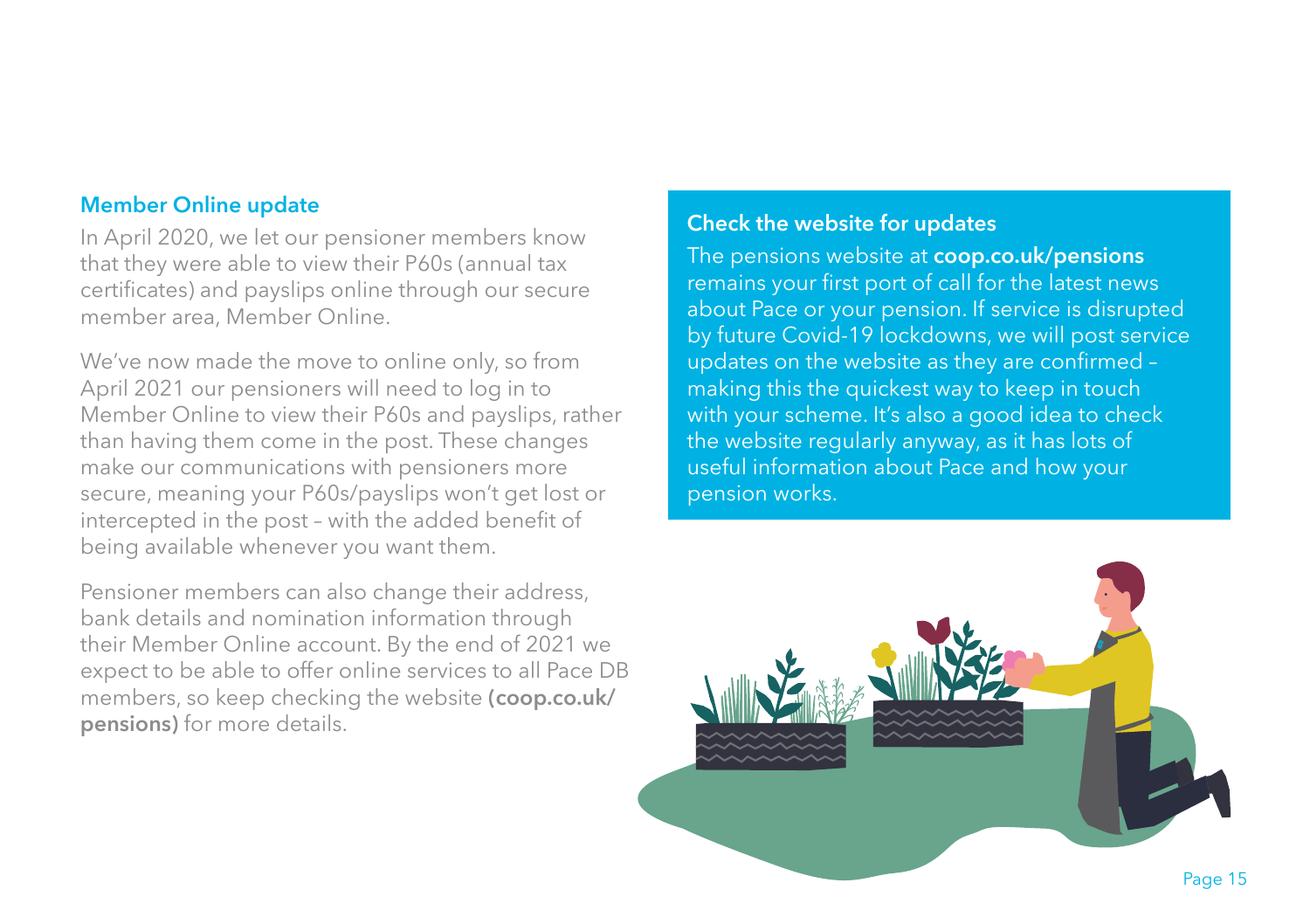## Member Online update

In April 2020, we let our pensioner members know that they were able to view their P60s (annual tax certificates) and payslips online through our secure member area, Member Online.

We've now made the move to online only, so from April 2021 our pensioners will need to log in to Member Online to view their P60s and payslips, rather than having them come in the post. These changes make our communications with pensioners more secure, meaning your P60s/payslips won't get lost or intercepted in the post – with the added benefit of being available whenever you want them.

Pensioner members can also change their address, bank details and nomination information through their Member Online account. By the end of 2021 we expect to be able to offer online services to all Pace DB members, so keep checking the website **(coop.co.uk/pensions)** for more details.

## Check the website for updates

The pensions website at **coop.co.uk/pensions** remains your first port of call for the latest news about Pace or your pension. If service is disrupted by future Covid-19 lockdowns, we will post service updates on the website as they are confirmed – making this the quickest way to keep in touch with your scheme. It's also a good idea to check the website regularly anyway, as it has lots of useful information about Pace and how your pension works.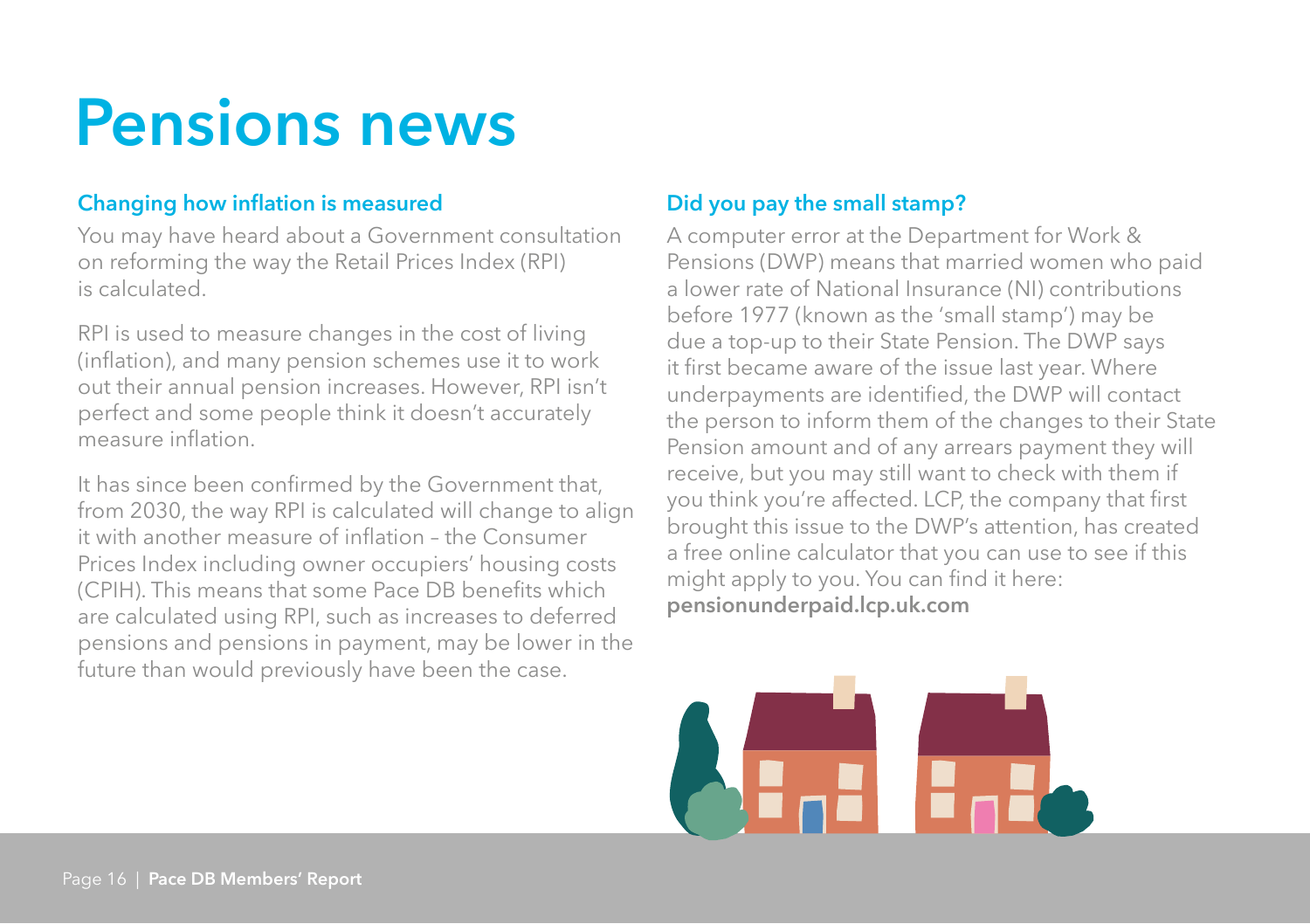# Pensions news

## Changing how inflation is measured

You may have heard about a Government consultation on reforming the way the Retail Prices Index (RPI) is calculated.

RPI is used to measure changes in the cost of living (inflation), and many pension schemes use it to work out their annual pension increases. However, RPI isn't perfect and some people think it doesn't accurately measure inflation.

It has since been confirmed by the Government that, from 2030, the way RPI is calculated will change to align it with another measure of inflation – the Consumer Prices Index including owner occupiers' housing costs (CPIH). This means that some Pace DB benefits which are calculated using RPI, such as increases to deferred pensions and pensions in payment, may be lower in the future than would previously have been the case.

## Did you pay the small stamp?

A computer error at the Department for Work & Pensions (DWP) means that married women who paid a lower rate of National Insurance (NI) contributions before 1977 (known as the 'small stamp') may be due a top-up to their State Pension. The DWP says it first became aware of the issue last year. Where underpayments are identified, the DWP will contact the person to inform them of the changes to their State Pension amount and of any arrears payment they will receive, but you may still want to check with them if you think you're affected. LCP, the company that first brought this issue to the DWP's attention, has created a free online calculator that you can use to see if this might apply to you. You can find it here: **pensionunderpaid.lcp.uk.com**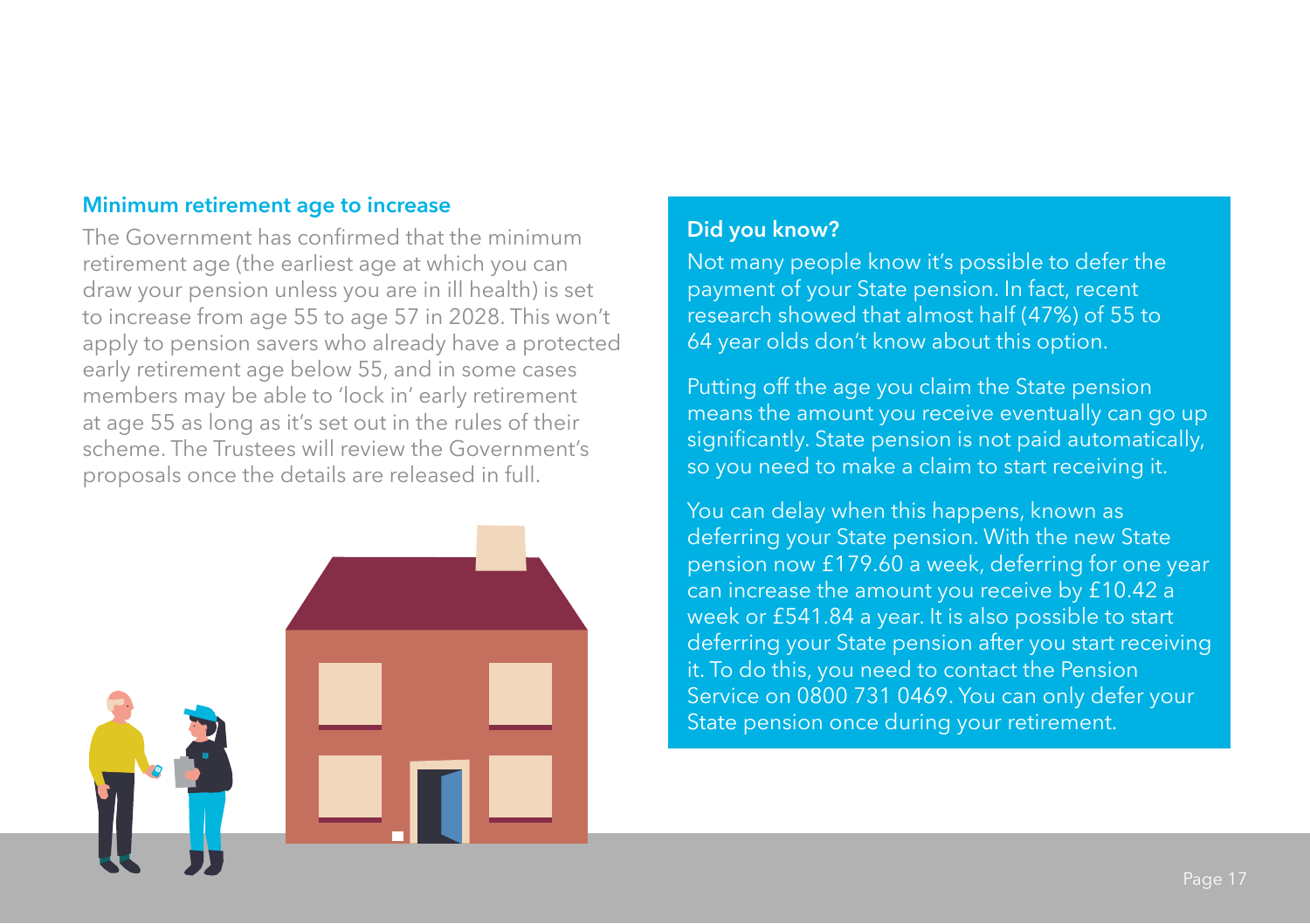## Minimum retirement age to increase

The Government has confirmed that the minimum retirement age (the earliest age at which you can draw your pension unless you are in ill health) is set to increase from age 55 to age 57 in 2028. This won't apply to pension savers who already have a protected early retirement age below 55, and in some cases members may be able to 'lock in' early retirement at age 55 as long as it's set out in the rules of their scheme. The Trustees will review the Government's proposals once the details are released in full.

### Did you know?

Not many people know it's possible to defer the payment of your State pension. In fact, recent research showed that almost half (47%) of 55 to 64 year olds don't know about this option.

Putting off the age you claim the State pension means the amount you receive eventually can go up significantly. State pension is not paid automatically, so you need to make a claim to start receiving it.

You can delay when this happens, known as deferring your State pension. With the new State pension now £179.60 a week, deferring for one year can increase the amount you receive by £10.42 a week or £541.84 a year. It is also possible to start deferring your State pension after you start receiving it. To do this, you need to contact the Pension Service on 0800 731 0469. You can only defer your State pension once during your retirement.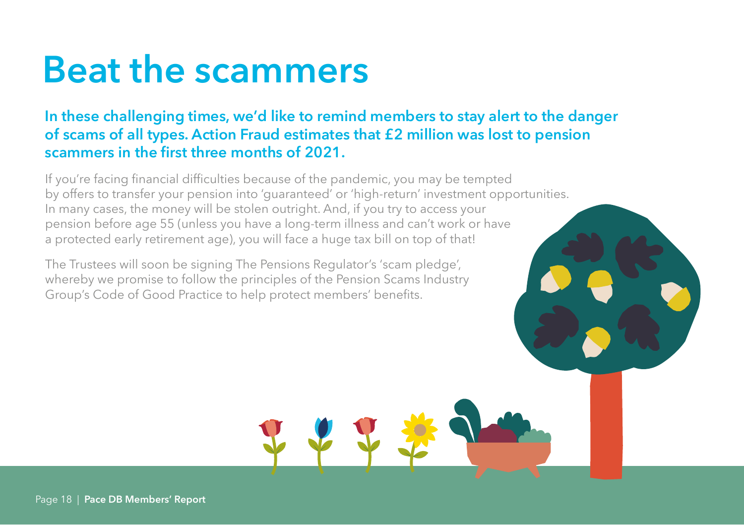# Beat the scammers

**In these challenging times, we'd like to remind members to stay alert to the danger of scams of all types. Action Fraud estimates that £2 million was lost to pension scammers in the first three months of 2021.**

If you're facing financial difficulties because of the pandemic, you may be tempted by offers to transfer your pension into 'guaranteed' or 'high-return' investment opportunities. In many cases, the money will be stolen outright. And, if you try to access your pension before age 55 (unless you have a long-term illness and can't work or have a protected early retirement age), you will face a huge tax bill on top of that!

The Trustees will soon be signing The Pensions Regulator's 'scam pledge', whereby we promise to follow the principles of the Pension Scams Industry Group's Code of Good Practice to help protect members' benefits.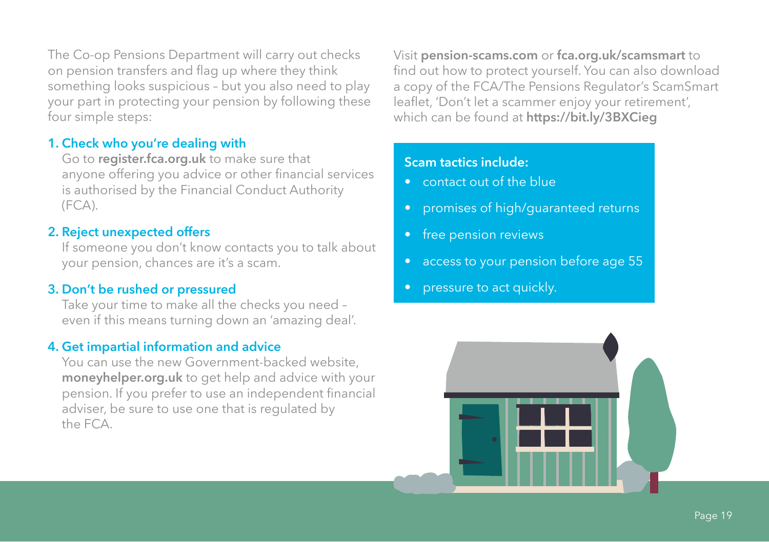The Co-op Pensions Department will carry out checks on pension transfers and flag up where they think something looks suspicious – but you also need to play your part in protecting your pension by following these four simple steps:

### 1. Check who you're dealing with

Go to **register.fca.org.uk** to make sure that anyone offering you advice or other financial services is authorised by the Financial Conduct Authority (FCA).

### 2. Reject unexpected offers

If someone you don't know contacts you to talk about your pension, chances are it's a scam.

### 3. Don't be rushed or pressured

Take your time to make all the checks you need – even if this means turning down an 'amazing deal'.

### 4. Get impartial information and advice

You can use the new Government-backed website, **moneyhelper.org.uk** to get help and advice with your pension. If you prefer to use an independent financial adviser, be sure to use one that is regulated by the FCA.

Visit **pension-scams.com** or **fca.org.uk/scamsmart** to find out how to protect yourself. You can also download a copy of the FCA/The Pensions Regulator's ScamSmart leaflet, 'Don't let a scammer enjoy your retirement', which can be found at **https://bit.ly/3BXCieg**

**Scam tactics include:**

- contact out of the blue
- promises of high/guaranteed returns
- free pension reviews
- access to your pension before age 55
- pressure to act quickly.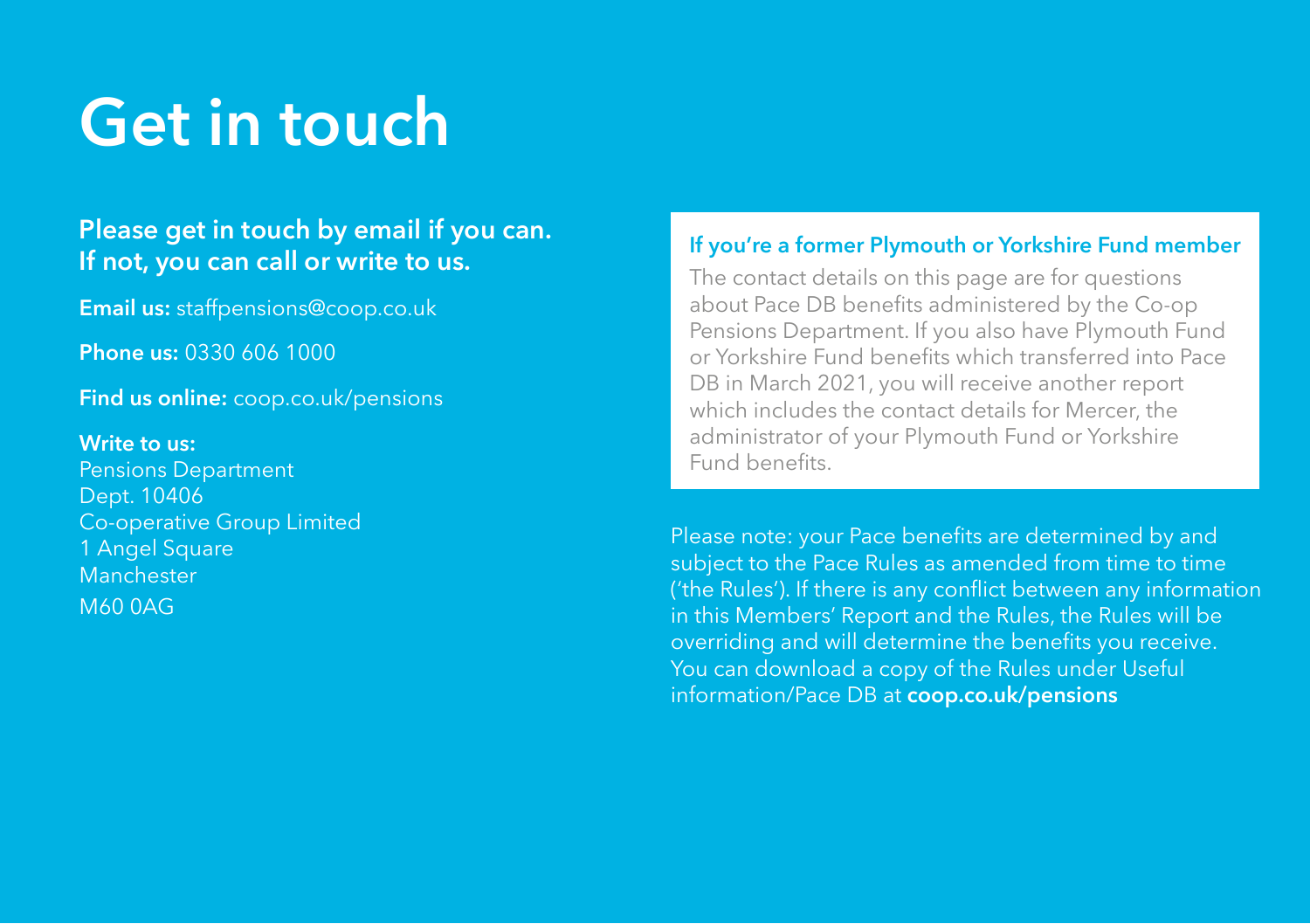# Get in touch

**Please get in touch by email if you can. If not, you can call or write to us.**

**Email us:** staffpensions@coop.co.uk

**Phone us:** 0330 606 1000

**Find us online:** coop.co.uk/pensions

**Write to us:**
Pensions Department
Dept. 10406
Co-operative Group Limited
1 Angel Square
Manchester
M60 0AG

### If you're a former Plymouth or Yorkshire Fund member

The contact details on this page are for questions about Pace DB benefits administered by the Co-op Pensions Department. If you also have Plymouth Fund or Yorkshire Fund benefits which transferred into Pace DB in March 2021, you will receive another report which includes the contact details for Mercer, the administrator of your Plymouth Fund or Yorkshire Fund benefits.

Please note: your Pace benefits are determined by and subject to the Pace Rules as amended from time to time ('the Rules'). If there is any conflict between any information in this Members' Report and the Rules, the Rules will be overriding and will determine the benefits you receive. You can download a copy of the Rules under Useful information/Pace DB at **coop.co.uk/pensions**